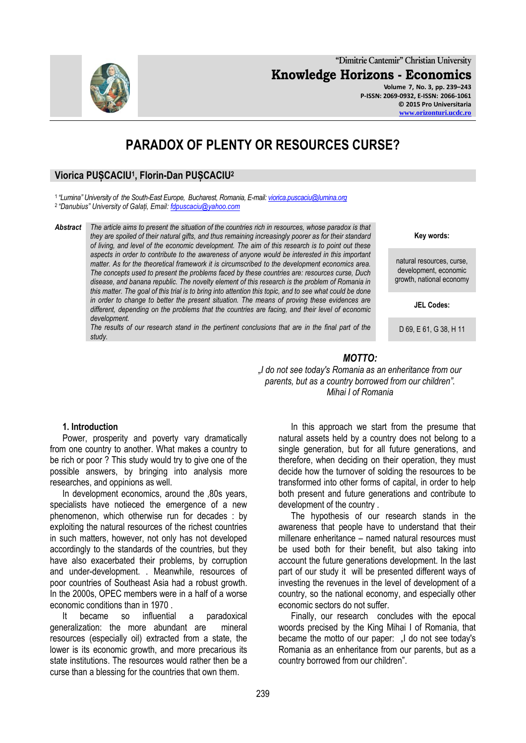# PARADOX OF PLENTY OR RESOURCES CURSE?

## Viorica PUȘCACIU[1], Florin-Dan PUȘCACIU[2]

[1] *"Lumina" University of the South-East Europe, Bucharest, Romania, E-mail: viorica.puscaciu@lumina.org*
[2] *"Danubius" University of Galați, Email: fdpuscaciu@yahoo.com*

**Abstract** *The article aims to present the situation of the countries rich in resources, whose paradox is that they are spoiled of their natural gifts, and thus remaining increasingly poorer as for their standard of living, and level of the economic development. The aim of this research is to point out these aspects in order to contribute to the awareness of anyone would be interested in this important matter. As for the theoretical framework it is circumscribed to the development economics area. The concepts used to present the problems faced by these countries are: resources curse, Duch disease, and banana republic. The novelty element of this research is the problem of Romania in this matter. The goal of this trial is to bring into attention this topic, and to see what could be done in order to change to better the present situation. The means of proving these evidences are different, depending on the problems that the countries are facing, and their level of economic development.*
*The results of our research stand in the pertinent conclusions that are in the final part of the study.*

**Key words:** natural resources, curse, development, economic growth, national economy

**JEL Codes:** D 69, E 61, G 38, H 11

***MOTTO:***
*„I do not see today's Romania as an enheritance from our parents, but as a country borrowed from our children".*
*Mihai I of Romania*

### 1. Introduction

Power, prosperity and poverty vary dramatically from one country to another. What makes a country to be rich or poor ? This study would try to give one of the possible answers, by bringing into analysis more researches, and oppinions as well.

In development economics, around the ,80s years, specialists have notieced the emergence of a new phenomenon, which otherwise run for decades : by exploiting the natural resources of the richest countries in such matters, however, not only has not developed accordingly to the standards of the countries, but they have also exacerbated their problems, by corruption and under-development. . Meanwhile, resources of poor countries of Southeast Asia had a robust growth. In the 2000s, OPEC members were in a half of a worse economic conditions than in 1970 .

It became so influential a paradoxical generalization: the more abundant are mineral resources (especially oil) extracted from a state, the lower is its economic growth, and more precarious its state institutions. The resources would rather then be a curse than a blessing for the countries that own them.

In this approach we start from the presume that natural assets held by a country does not belong to a single generation, but for all future generations, and therefore, when deciding on their operation, they must decide how the turnover of solding the resources to be transformed into other forms of capital, in order to help both present and future generations and contribute to development of the country .

The hypothesis of our research stands in the awareness that people have to understand that their millenare enheritance – named natural resources must be used both for their benefit, but also taking into account the future generations development. In the last part of our study it will be presented different ways of investing the revenues in the level of development of a country, so the national economy, and especially other economic sectors do not suffer.

Finally, our research concludes with the epocal woords precised by the King Mihai I of Romania, that became the motto of our paper: „I do not see today's Romania as an enheritance from our parents, but as a country borrowed from our children".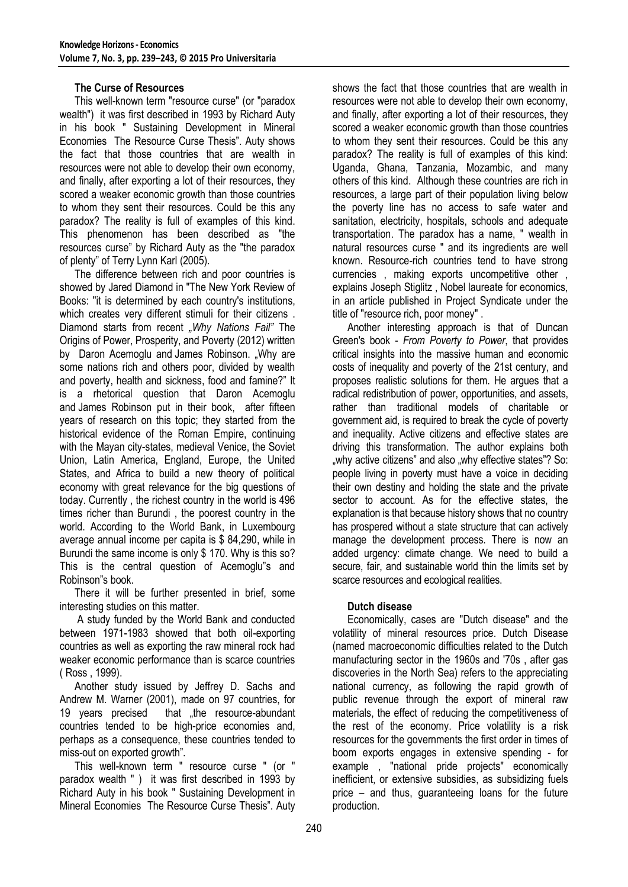### The Curse of Resources

This well-known term "resource curse" (or "paradox wealth") it was first described in 1993 by Richard Auty in his book " Sustaining Development in Mineral Economies The Resource Curse Thesis". Auty shows the fact that those countries that are wealth in resources were not able to develop their own economy, and finally, after exporting a lot of their resources, they scored a weaker economic growth than those countries to whom they sent their resources. Could be this any paradox? The reality is full of examples of this kind. This phenomenon has been described as "the resources curse" by Richard Auty as the "the paradox of plenty" of Terry Lynn Karl (2005).

The difference between rich and poor countries is showed by Jared Diamond in "The New York Review of Books: "it is determined by each country's institutions, which creates very different stimuli for their citizens . Diamond starts from recent *„Why Nations Fail"* The Origins of Power, Prosperity, and Poverty (2012) written by Daron Acemoglu and James Robinson. „Why are some nations rich and others poor, divided by wealth and poverty, health and sickness, food and famine?" It is a rhetorical question that Daron Acemoglu and James Robinson put in their book, after fifteen years of research on this topic; they started from the historical evidence of the Roman Empire, continuing with the Mayan city-states, medieval Venice, the Soviet Union, Latin America, England, Europe, the United States, and Africa to build a new theory of political economy with great relevance for the big questions of today. Currently , the richest country in the world is 496 times richer than Burundi , the poorest country in the world. According to the World Bank, in Luxembourg average annual income per capita is $ 84,290, while in Burundi the same income is only $ 170. Why is this so? This is the central question of Acemoglu"s and Robinson"s book.

There it will be further presented in brief, some interesting studies on this matter.

A study funded by the World Bank and conducted between 1971-1983 showed that both oil-exporting countries as well as exporting the raw mineral rock had weaker economic performance than is scarce countries ( Ross , 1999).

Another study issued by Jeffrey D. Sachs and Andrew M. Warner (2001), made on 97 countries, for 19 years precised that „the resource-abundant countries tended to be high-price economies and, perhaps as a consequence, these countries tended to miss-out on exported growth".

This well-known term " resource curse " (or " paradox wealth " ) it was first described in 1993 by Richard Auty in his book " Sustaining Development in Mineral Economies The Resource Curse Thesis". Auty shows the fact that those countries that are wealth in resources were not able to develop their own economy, and finally, after exporting a lot of their resources, they scored a weaker economic growth than those countries to whom they sent their resources. Could be this any paradox? The reality is full of examples of this kind: Uganda, Ghana, Tanzania, Mozambic, and many others of this kind. Although these countries are rich in resources, a large part of their population living below the poverty line has no access to safe water and sanitation, electricity, hospitals, schools and adequate transportation. The paradox has a name, " wealth in natural resources curse " and its ingredients are well known. Resource-rich countries tend to have strong currencies , making exports uncompetitive other , explains Joseph Stiglitz , Nobel laureate for economics, in an article published in Project Syndicate under the title of "resource rich, poor money" .

Another interesting approach is that of Duncan Green's book - *From Poverty to Power*, that provides critical insights into the massive human and economic costs of inequality and poverty of the 21st century, and proposes realistic solutions for them. He argues that a radical redistribution of power, opportunities, and assets, rather than traditional models of charitable or government aid, is required to break the cycle of poverty and inequality. Active citizens and effective states are driving this transformation. The author explains both „why active citizens" and also „why effective states"? So: people living in poverty must have a voice in deciding their own destiny and holding the state and the private sector to account. As for the effective states, the explanation is that because history shows that no country has prospered without a state structure that can actively manage the development process. There is now an added urgency: climate change. We need to build a secure, fair, and sustainable world thin the limits set by scarce resources and ecological realities.

### Dutch disease

Economically, cases are "Dutch disease" and the volatility of mineral resources price. Dutch Disease (named macroeconomic difficulties related to the Dutch manufacturing sector in the 1960s and '70s , after gas discoveries in the North Sea) refers to the appreciating national currency, as following the rapid growth of public revenue through the export of mineral raw materials, the effect of reducing the competitiveness of the rest of the economy. Price volatility is a risk resources for the governments the first order in times of boom exports engages in extensive spending - for example , "national pride projects" economically inefficient, or extensive subsidies, as subsidizing fuels price – and thus, guaranteeing loans for the future production.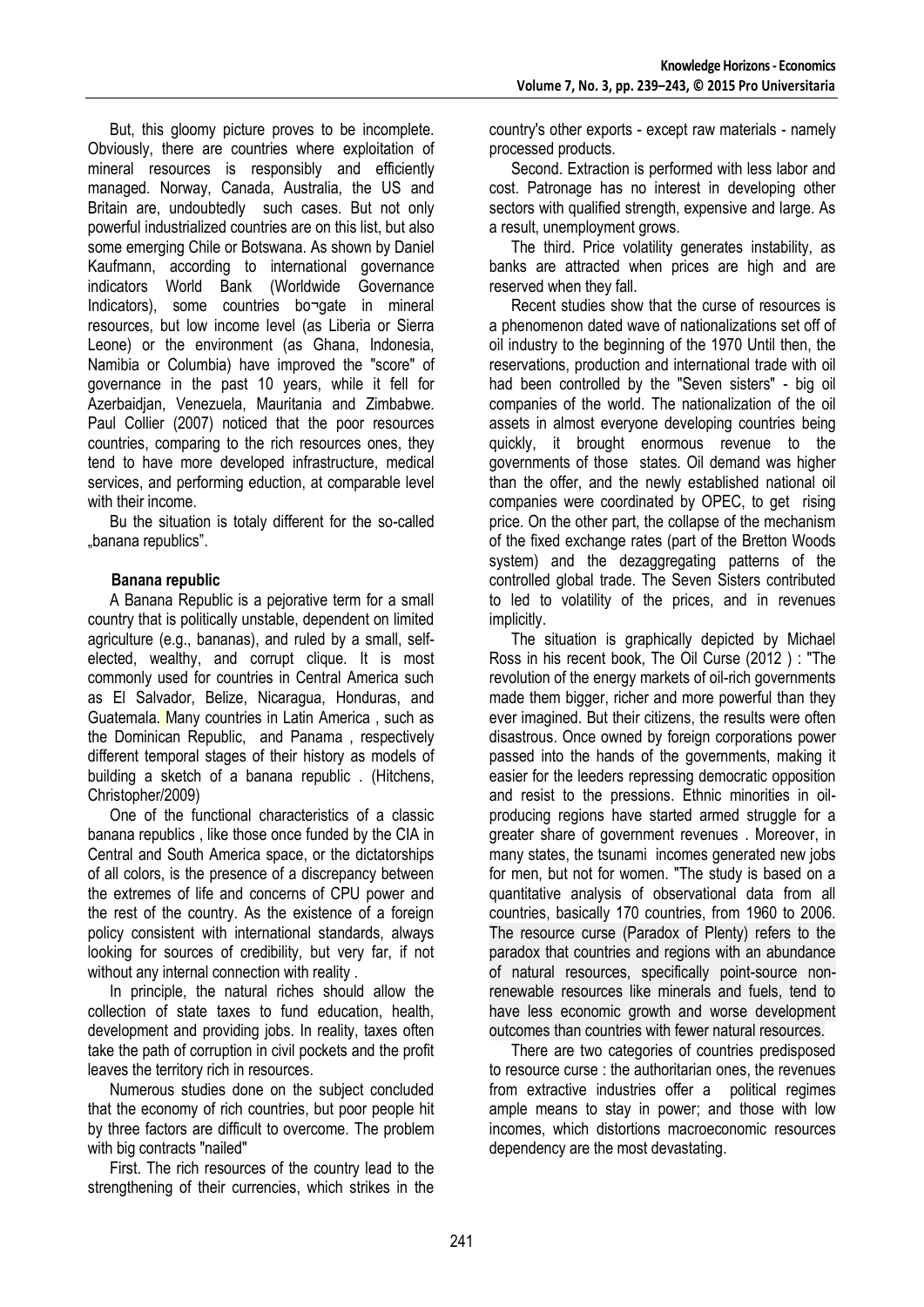But, this gloomy picture proves to be incomplete. Obviously, there are countries where exploitation of mineral resources is responsibly and efficiently managed. Norway, Canada, Australia, the US and Britain are, undoubtedly such cases. But not only powerful industrialized countries are on this list, but also some emerging Chile or Botswana. As shown by Daniel Kaufmann, according to international governance indicators World Bank (Worldwide Governance Indicators), some countries bo¬gate in mineral resources, but low income level (as Liberia or Sierra Leone) or the environment (as Ghana, Indonesia, Namibia or Columbia) have improved the "score" of governance in the past 10 years, while it fell for Azerbaidjan, Venezuela, Mauritania and Zimbabwe. Paul Collier (2007) noticed that the poor resources countries, comparing to the rich resources ones, they tend to have more developed infrastructure, medical services, and performing eduction, at comparable level with their income.

Bu the situation is totaly different for the so-called „banana republics".

**Banana republic**

A Banana Republic is a pejorative term for a small country that is politically unstable, dependent on limited agriculture (e.g., bananas), and ruled by a small, self-elected, wealthy, and corrupt clique. It is most commonly used for countries in Central America such as El Salvador, Belize, Nicaragua, Honduras, and Guatemala. Many countries in Latin America , such as the Dominican Republic, and Panama , respectively different temporal stages of their history as models of building a sketch of a banana republic . (Hitchens, Christopher/2009)

One of the functional characteristics of a classic banana republics , like those once funded by the CIA in Central and South America space, or the dictatorships of all colors, is the presence of a discrepancy between the extremes of life and concerns of CPU power and the rest of the country. As the existence of a foreign policy consistent with international standards, always looking for sources of credibility, but very far, if not without any internal connection with reality .

In principle, the natural riches should allow the collection of state taxes to fund education, health, development and providing jobs. In reality, taxes often take the path of corruption in civil pockets and the profit leaves the territory rich in resources.

Numerous studies done on the subject concluded that the economy of rich countries, but poor people hit by three factors are difficult to overcome. The problem with big contracts "nailed"

First. The rich resources of the country lead to the strengthening of their currencies, which strikes in the country's other exports - except raw materials - namely processed products.

Second. Extraction is performed with less labor and cost. Patronage has no interest in developing other sectors with qualified strength, expensive and large. As a result, unemployment grows.

The third. Price volatility generates instability, as banks are attracted when prices are high and are reserved when they fall.

Recent studies show that the curse of resources is a phenomenon dated wave of nationalizations set off of oil industry to the beginning of the 1970 Until then, the reservations, production and international trade with oil had been controlled by the "Seven sisters" - big oil companies of the world. The nationalization of the oil assets in almost everyone developing countries being quickly, it brought enormous revenue to the governments of those states. Oil demand was higher than the offer, and the newly established national oil companies were coordinated by OPEC, to get rising price. On the other part, the collapse of the mechanism of the fixed exchange rates (part of the Bretton Woods system) and the dezaggregating patterns of the controlled global trade. The Seven Sisters contributed to led to volatility of the prices, and in revenues implicitly.

The situation is graphically depicted by Michael Ross in his recent book, The Oil Curse (2012 ) : "The revolution of the energy markets of oil-rich governments made them bigger, richer and more powerful than they ever imagined. But their citizens, the results were often disastrous. Once owned by foreign corporations power passed into the hands of the governments, making it easier for the leeders repressing democratic opposition and resist to the pressions. Ethnic minorities in oil-producing regions have started armed struggle for a greater share of government revenues . Moreover, in many states, the tsunami incomes generated new jobs for men, but not for women. "The study is based on a quantitative analysis of observational data from all countries, basically 170 countries, from 1960 to 2006. The resource curse (Paradox of Plenty) refers to the paradox that countries and regions with an abundance of natural resources, specifically point-source non-renewable resources like minerals and fuels, tend to have less economic growth and worse development outcomes than countries with fewer natural resources.

There are two categories of countries predisposed to resource curse : the authoritarian ones, the revenues from extractive industries offer a political regimes ample means to stay in power; and those with low incomes, which distortions macroeconomic resources dependency are the most devastating.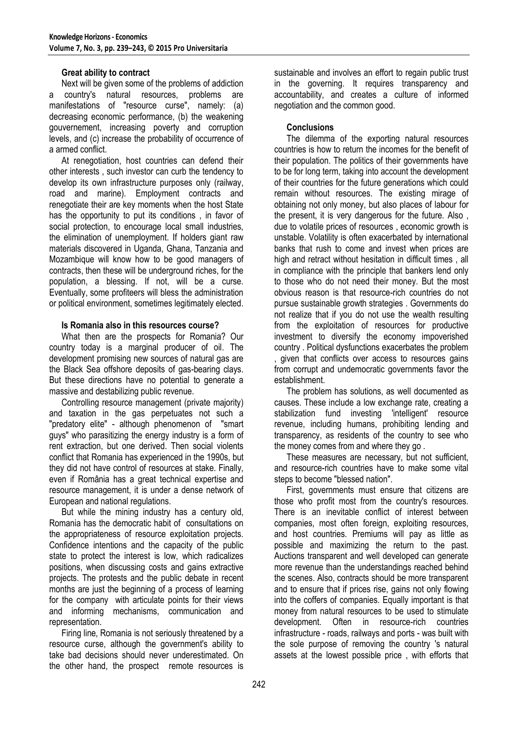### Great ability to contract

Next will be given some of the problems of addiction a country's natural resources, problems are manifestations of "resource curse", namely: (a) decreasing economic performance, (b) the weakening gouvernement, increasing poverty and corruption levels, and (c) increase the probability of occurrence of a armed conflict.

At renegotiation, host countries can defend their other interests , such investor can curb the tendency to develop its own infrastructure purposes only (railway, road and marine). Employment contracts and renegotiate their are key moments when the host State has the opportunity to put its conditions , in favor of social protection, to encourage local small industries, the elimination of unemployment. If holders giant raw materials discovered in Uganda, Ghana, Tanzania and Mozambique will know how to be good managers of contracts, then these will be underground riches, for the population, a blessing. If not, will be a curse. Eventually, some profiteers will bless the administration or political environment, sometimes legitimately elected.

### Is Romania also in this resources course?

What then are the prospects for Romania? Our country today is a marginal producer of oil. The development promising new sources of natural gas are the Black Sea offshore deposits of gas-bearing clays. But these directions have no potential to generate a massive and destabilizing public revenue.

Controlling resource management (private majority) and taxation in the gas perpetuates not such a "predatory elite" - although phenomenon of "smart guys" who parasitizing the energy industry is a form of rent extraction, but one derived. Then social violents conflict that Romania has experienced in the 1990s, but they did not have control of resources at stake. Finally, even if România has a great technical expertise and resource management, it is under a dense network of European and national regulations.

But while the mining industry has a century old, Romania has the democratic habit of consultations on the appropriateness of resource exploitation projects. Confidence intentions and the capacity of the public state to protect the interest is low, which radicalizes positions, when discussing costs and gains extractive projects. The protests and the public debate in recent months are just the beginning of a process of learning for the company with articulate points for their views and informing mechanisms, communication and representation.

Firing line, Romania is not seriously threatened by a resource curse, although the government's ability to take bad decisions should never underestimated. On the other hand, the prospect remote resources is sustainable and involves an effort to regain public trust in the governing. It requires transparency and accountability, and creates a culture of informed negotiation and the common good.

### Conclusions

The dilemma of the exporting natural resources countries is how to return the incomes for the benefit of their population. The politics of their governments have to be for long term, taking into account the development of their countries for the future generations which could remain without resources. The existing mirage of obtaining not only money, but also places of labour for the present, it is very dangerous for the future. Also , due to volatile prices of resources , economic growth is unstable. Volatility is often exacerbated by international banks that rush to come and invest when prices are high and retract without hesitation in difficult times , all in compliance with the principle that bankers lend only to those who do not need their money. But the most obvious reason is that resource-rich countries do not pursue sustainable growth strategies . Governments do not realize that if you do not use the wealth resulting from the exploitation of resources for productive investment to diversify the economy impoverished country . Political dysfunctions exacerbates the problem , given that conflicts over access to resources gains from corrupt and undemocratic governments favor the establishment.

The problem has solutions, as well documented as causes. These include a low exchange rate, creating a stabilization fund investing 'intelligent' resource revenue, including humans, prohibiting lending and transparency, as residents of the country to see who the money comes from and where they go .

These measures are necessary, but not sufficient, and resource-rich countries have to make some vital steps to become "blessed nation".

First, governments must ensure that citizens are those who profit most from the country's resources. There is an inevitable conflict of interest between companies, most often foreign, exploiting resources, and host countries. Premiums will pay as little as possible and maximizing the return to the past. Auctions transparent and well developed can generate more revenue than the understandings reached behind the scenes. Also, contracts should be more transparent and to ensure that if prices rise, gains not only flowing into the coffers of companies. Equally important is that money from natural resources to be used to stimulate development. Often in resource-rich countries infrastructure - roads, railways and ports - was built with the sole purpose of removing the country 's natural assets at the lowest possible price , with efforts that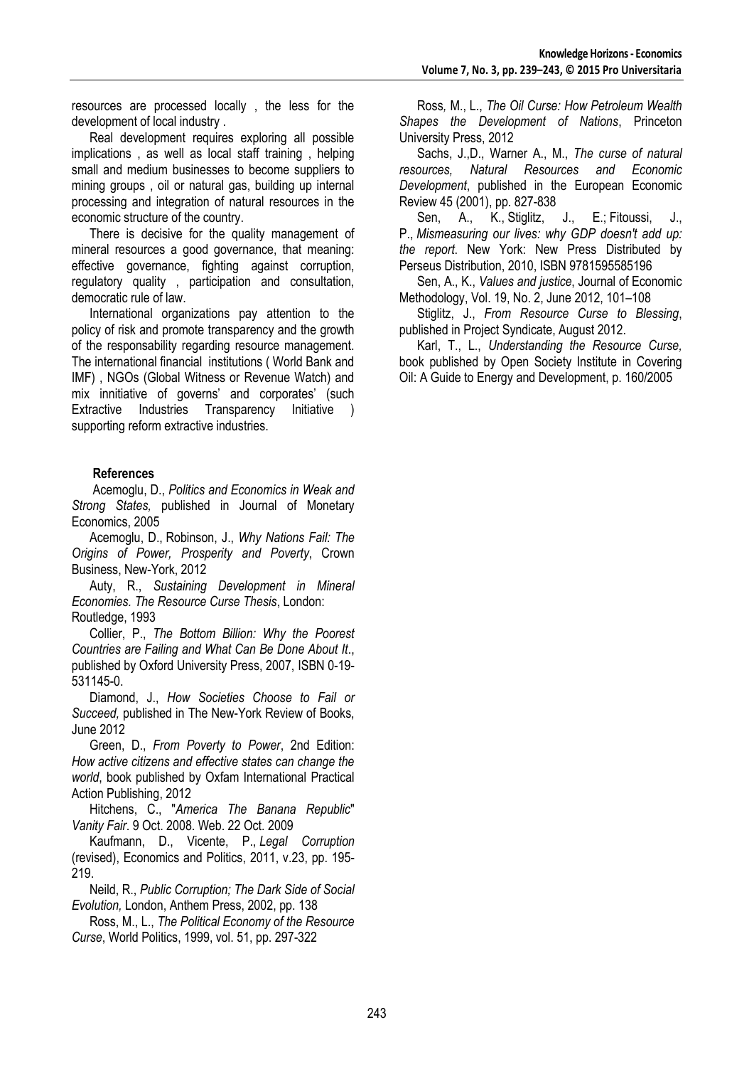resources are processed locally , the less for the development of local industry .

Real development requires exploring all possible implications , as well as local staff training , helping small and medium businesses to become suppliers to mining groups , oil or natural gas, building up internal processing and integration of natural resources in the economic structure of the country.

There is decisive for the quality management of mineral resources a good governance, that meaning: effective governance, fighting against corruption, regulatory quality , participation and consultation, democratic rule of law.

International organizations pay attention to the policy of risk and promote transparency and the growth of the responsability regarding resource management. The international financial institutions ( World Bank and IMF) , NGOs (Global Witness or Revenue Watch) and mix innitiative of governs' and corporates' (such Extractive Industries Transparency Initiative ) supporting reform extractive industries.

**References**

Acemoglu, D., *Politics and Economics in Weak and Strong States,* published in Journal of Monetary Economics, 2005

Acemoglu, D., Robinson, J., *Why Nations Fail: The Origins of Power, Prosperity and Poverty*, Crown Business, New-York, 2012

Auty, R., *Sustaining Development in Mineral Economies. The Resource Curse Thesis*, London: Routledge, 1993

Collier, P., *The Bottom Billion: Why the Poorest Countries are Failing and What Can Be Done About It*., published by Oxford University Press, 2007, ISBN 0-19-531145-0.

Diamond, J., *How Societies Choose to Fail or Succeed,* published in The New-York Review of Books, June 2012

Green, D., *From Poverty to Power*, 2nd Edition: *How active citizens and effective states can change the world*, book published by Oxfam International Practical Action Publishing, 2012

Hitchens, C., "*America The Banana Republic*" *Vanity Fair*. 9 Oct. 2008. Web. 22 Oct. 2009

Kaufmann, D., Vicente, P., *Legal Corruption* (revised), Economics and Politics, 2011, v.23, pp. 195-219.

Neild, R., *Public Corruption; The Dark Side of Social Evolution,* London, Anthem Press, 2002, pp. 138

Ross, M., L., *The Political Economy of the Resource Curse*, World Politics, 1999, vol. 51, pp. 297-322

Ross, M., L., *The Oil Curse: How Petroleum Wealth Shapes the Development of Nations*, Princeton University Press, 2012

Sachs, J.,D., Warner A., M., *The curse of natural resources, Natural Resources and Economic Development*, published in the European Economic Review 45 (2001), pp. 827-838

Sen, A., K., Stiglitz, J., E.; Fitoussi, J., P., *Mismeasuring our lives: why GDP doesn't add up: the report*. New York: New Press Distributed by Perseus Distribution, 2010, ISBN 9781595585196

Sen, A., K., *Values and justice*, Journal of Economic Methodology, Vol. 19, No. 2, June 2012, 101–108

Stiglitz, J., *From Resource Curse to Blessing*, published in Project Syndicate, August 2012.

Karl, T., L., *Understanding the Resource Curse,* book published by Open Society Institute in Covering Oil: A Guide to Energy and Development, p. 160/2005